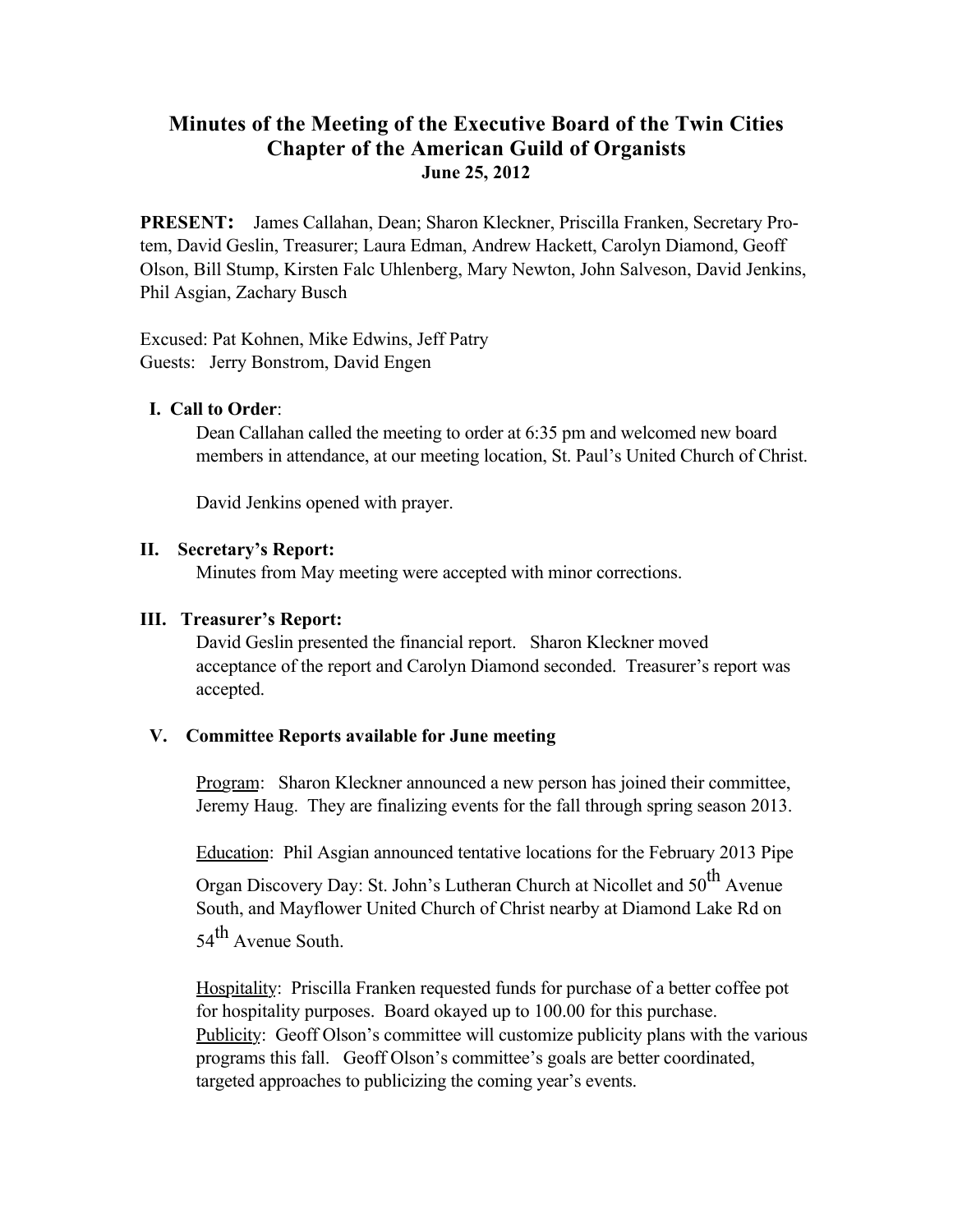# Minutes of the Meeting of the Executive Board of the Twin Cities Chapter of the American Guild of Organists

**June 25, 2012**

**PRESENT:** James Callahan, Dean; Sharon Kleckner, Priscilla Franken, Secretary Pro-tem, David Geslin, Treasurer; Laura Edman, Andrew Hackett, Carolyn Diamond, Geoff Olson, Bill Stump, Kirsten Falc Uhlenberg, Mary Newton, John Salveson, David Jenkins, Phil Asgian, Zachary Busch

Excused: Pat Kohnen, Mike Edwins, Jeff Patry
Guests: Jerry Bonstrom, David Engen

## I. Call to Order:

Dean Callahan called the meeting to order at 6:35 pm and welcomed new board members in attendance, at our meeting location, St. Paul's United Church of Christ.

David Jenkins opened with prayer.

## II. Secretary's Report:

Minutes from May meeting were accepted with minor corrections.

## III. Treasurer's Report:

David Geslin presented the financial report. Sharon Kleckner moved acceptance of the report and Carolyn Diamond seconded. Treasurer's report was accepted.

## V. Committee Reports available for June meeting

Program: Sharon Kleckner announced a new person has joined their committee, Jeremy Haug. They are finalizing events for the fall through spring season 2013.

Education: Phil Asgian announced tentative locations for the February 2013 Pipe Organ Discovery Day: St. John's Lutheran Church at Nicollet and 50th Avenue South, and Mayflower United Church of Christ nearby at Diamond Lake Rd on 54th Avenue South.

Hospitality: Priscilla Franken requested funds for purchase of a better coffee pot for hospitality purposes. Board okayed up to 100.00 for this purchase.

Publicity: Geoff Olson's committee will customize publicity plans with the various programs this fall. Geoff Olson's committee's goals are better coordinated, targeted approaches to publicizing the coming year's events.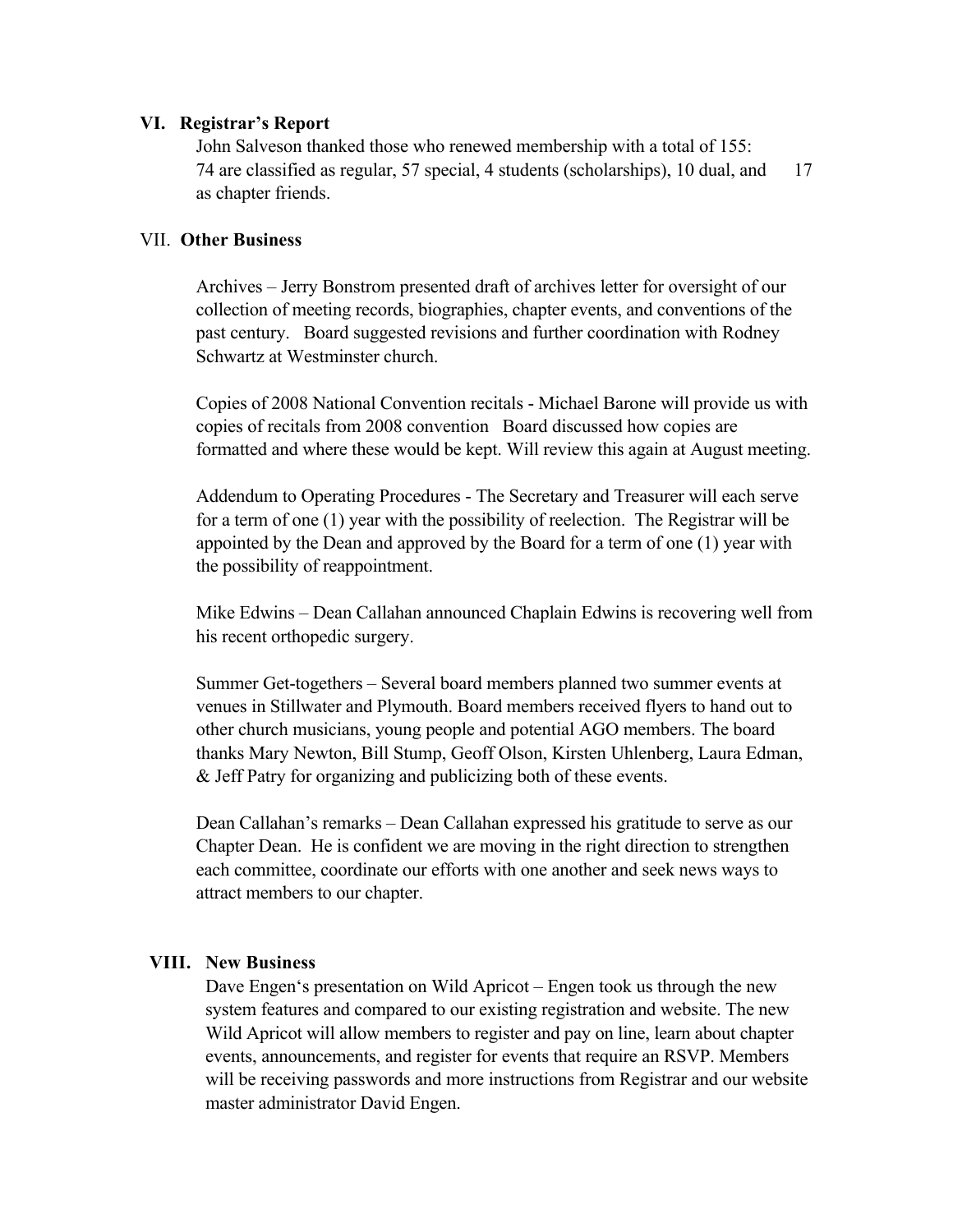## VI. Registrar's Report

John Salveson thanked those who renewed membership with a total of 155: 74 are classified as regular, 57 special, 4 students (scholarships), 10 dual, and 17 as chapter friends.

## VII. Other Business

Archives – Jerry Bonstrom presented draft of archives letter for oversight of our collection of meeting records, biographies, chapter events, and conventions of the past century. Board suggested revisions and further coordination with Rodney Schwartz at Westminster church.

Copies of 2008 National Convention recitals - Michael Barone will provide us with copies of recitals from 2008 convention Board discussed how copies are formatted and where these would be kept. Will review this again at August meeting.

Addendum to Operating Procedures - The Secretary and Treasurer will each serve for a term of one (1) year with the possibility of reelection. The Registrar will be appointed by the Dean and approved by the Board for a term of one (1) year with the possibility of reappointment.

Mike Edwins – Dean Callahan announced Chaplain Edwins is recovering well from his recent orthopedic surgery.

Summer Get-togethers – Several board members planned two summer events at venues in Stillwater and Plymouth. Board members received flyers to hand out to other church musicians, young people and potential AGO members. The board thanks Mary Newton, Bill Stump, Geoff Olson, Kirsten Uhlenberg, Laura Edman, & Jeff Patry for organizing and publicizing both of these events.

Dean Callahan's remarks – Dean Callahan expressed his gratitude to serve as our Chapter Dean. He is confident we are moving in the right direction to strengthen each committee, coordinate our efforts with one another and seek news ways to attract members to our chapter.

## VIII. New Business

Dave Engen's presentation on Wild Apricot – Engen took us through the new system features and compared to our existing registration and website. The new Wild Apricot will allow members to register and pay on line, learn about chapter events, announcements, and register for events that require an RSVP. Members will be receiving passwords and more instructions from Registrar and our website master administrator David Engen.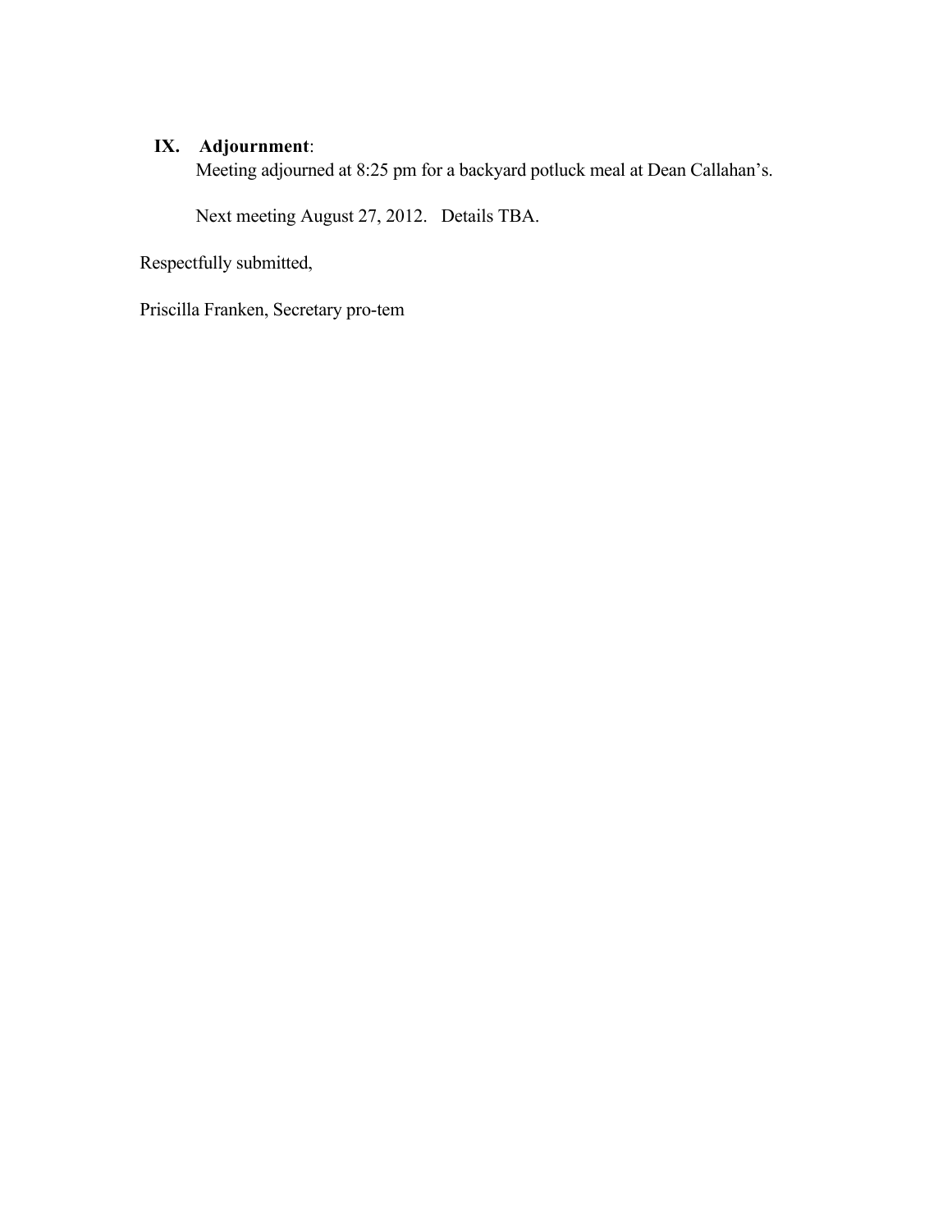## IX. **Adjournment**:

Meeting adjourned at 8:25 pm for a backyard potluck meal at Dean Callahan's.

Next meeting August 27, 2012. Details TBA.

Respectfully submitted,

Priscilla Franken, Secretary pro-tem